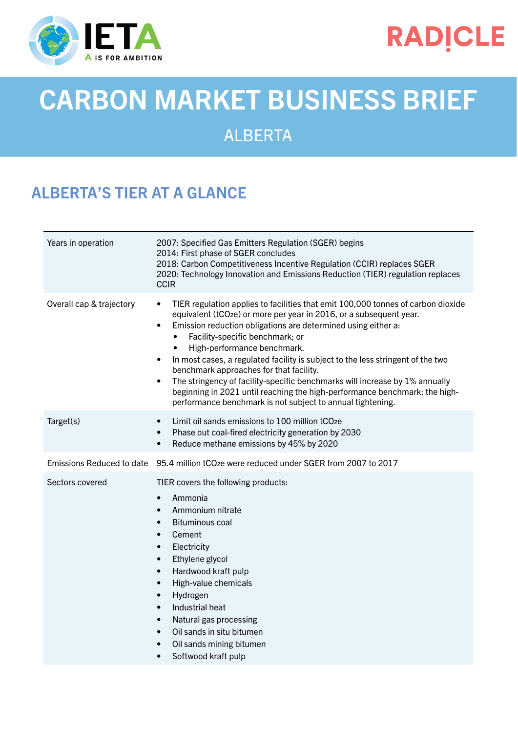# CARBON MARKET BUSINESS BRIEF

## ALBERTA

## ALBERTA'S TIER AT A GLANCE

| | |
|---|---|
| Years in operation | 2007: Specified Gas Emitters Regulation (SGER) begins<br>2014: First phase of SGER concludes<br>2018: Carbon Competitiveness Incentive Regulation (CCIR) replaces SGER<br>2020: Technology Innovation and Emissions Reduction (TIER) regulation replaces CCIR |
| Overall cap & trajectory | • TIER regulation applies to facilities that emit 100,000 tonnes of carbon dioxide equivalent ($tCO_2e$) or more per year in 2016, or a subsequent year.<br>• Emission reduction obligations are determined using either a:<br>&nbsp;&nbsp;&nbsp;&nbsp;• Facility-specific benchmark; or<br>&nbsp;&nbsp;&nbsp;&nbsp;• High-performance benchmark.<br>• In most cases, a regulated facility is subject to the less stringent of the two benchmark approaches for that facility.<br>• The stringency of facility-specific benchmarks will increase by 1% annually beginning in 2021 until reaching the high-performance benchmark; the high-performance benchmark is not subject to annual tightening. |
| Target(s) | • Limit oil sands emissions to 100 million $tCO_2e$<br>• Phase out coal-fired electricity generation by 2030<br>• Reduce methane emissions by 45% by 2020 |
| Emissions Reduced to date | 95.4 million $tCO_2e$ were reduced under SGER from 2007 to 2017 |
| Sectors covered | TIER covers the following products:<br>• Ammonia<br>• Ammonium nitrate<br>• Bituminous coal<br>• Cement<br>• Electricity<br>• Ethylene glycol<br>• Hardwood kraft pulp<br>• High-value chemicals<br>• Hydrogen<br>• Industrial heat<br>• Natural gas processing<br>• Oil sands in situ bitumen<br>• Oil sands mining bitumen<br>• Softwood kraft pulp |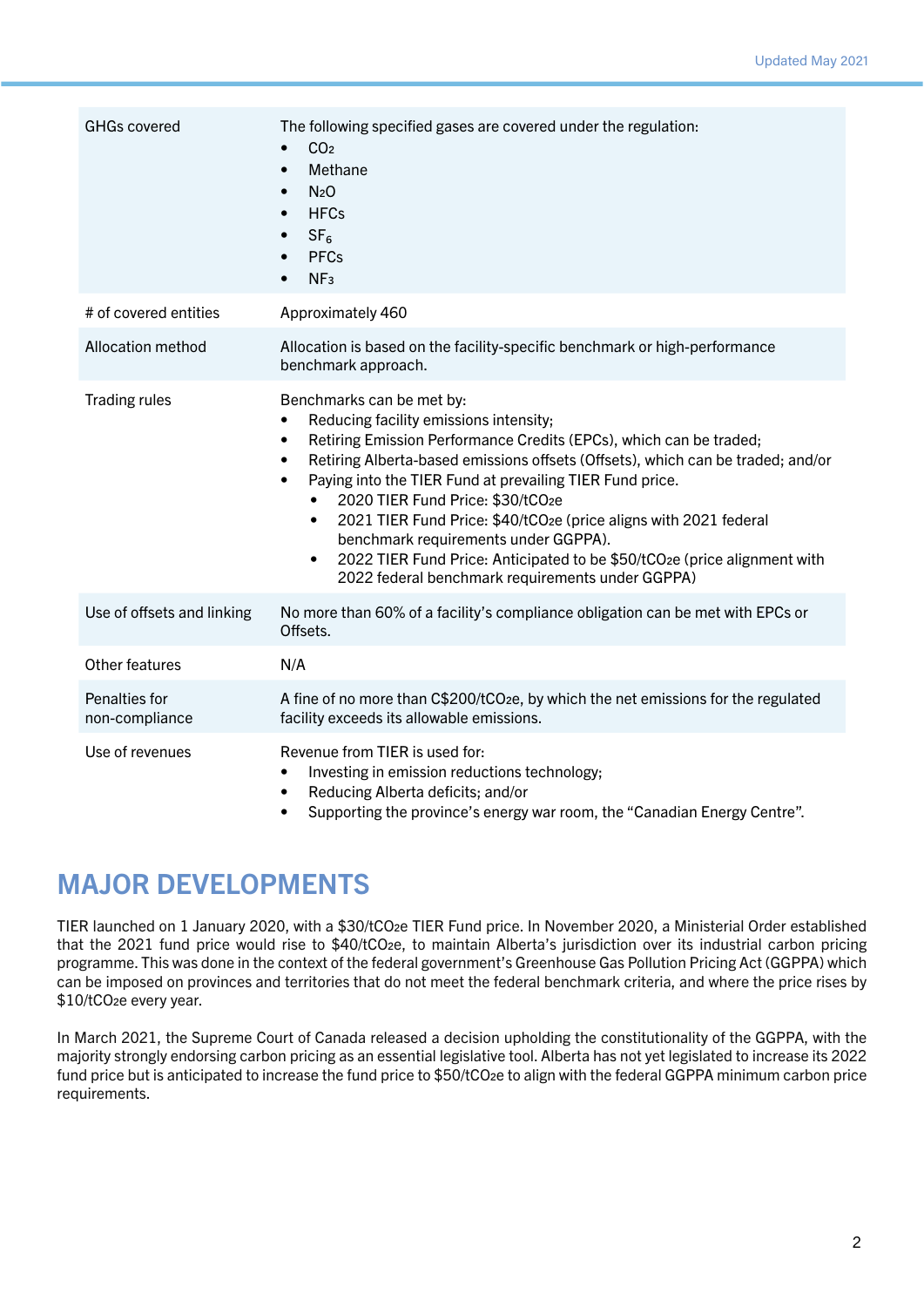| | |
|---|---|
| GHGs covered | The following specified gases are covered under the regulation:<br>• $CO_2$<br>• Methane<br>• $N_2O$<br>• HFCs<br>• $SF_6$<br>• PFCs<br>• $NF_3$ |
| # of covered entities | Approximately 460 |
| Allocation method | Allocation is based on the facility-specific benchmark or high-performance benchmark approach. |
| Trading rules | Benchmarks can be met by:<br>• Reducing facility emissions intensity;<br>• Retiring Emission Performance Credits (EPCs), which can be traded;<br>• Retiring Alberta-based emissions offsets (Offsets), which can be traded; and/or<br>• Paying into the TIER Fund at prevailing TIER Fund price.<br>  • 2020 TIER Fund Price: $30/t$CO_2e$<br>  • 2021 TIER Fund Price: $40/t$CO_2e$ (price aligns with 2021 federal benchmark requirements under GGPPA).<br>  • 2022 TIER Fund Price: Anticipated to be $50/t$CO_2e$ (price alignment with 2022 federal benchmark requirements under GGPPA) |
| Use of offsets and linking | No more than 60% of a facility's compliance obligation can be met with EPCs or Offsets. |
| Other features | N/A |
| Penalties for non-compliance | A fine of no more than C$200/t$CO_2e$, by which the net emissions for the regulated facility exceeds its allowable emissions. |
| Use of revenues | Revenue from TIER is used for:<br>• Investing in emission reductions technology;<br>• Reducing Alberta deficits; and/or<br>• Supporting the province's energy war room, the "Canadian Energy Centre". |

## MAJOR DEVELOPMENTS

TIER launched on 1 January 2020, with a $30/t$CO_2e$ TIER Fund price. In November 2020, a Ministerial Order established that the 2021 fund price would rise to $40/t$CO_2e$, to maintain Alberta's jurisdiction over its industrial carbon pricing programme. This was done in the context of the federal government's Greenhouse Gas Pollution Pricing Act (GGPPA) which can be imposed on provinces and territories that do not meet the federal benchmark criteria, and where the price rises by $10/t$CO_2e$ every year.

In March 2021, the Supreme Court of Canada released a decision upholding the constitutionality of the GGPPA, with the majority strongly endorsing carbon pricing as an essential legislative tool. Alberta has not yet legislated to increase its 2022 fund price but is anticipated to increase the fund price to $50/t$CO_2e$ to align with the federal GGPPA minimum carbon price requirements.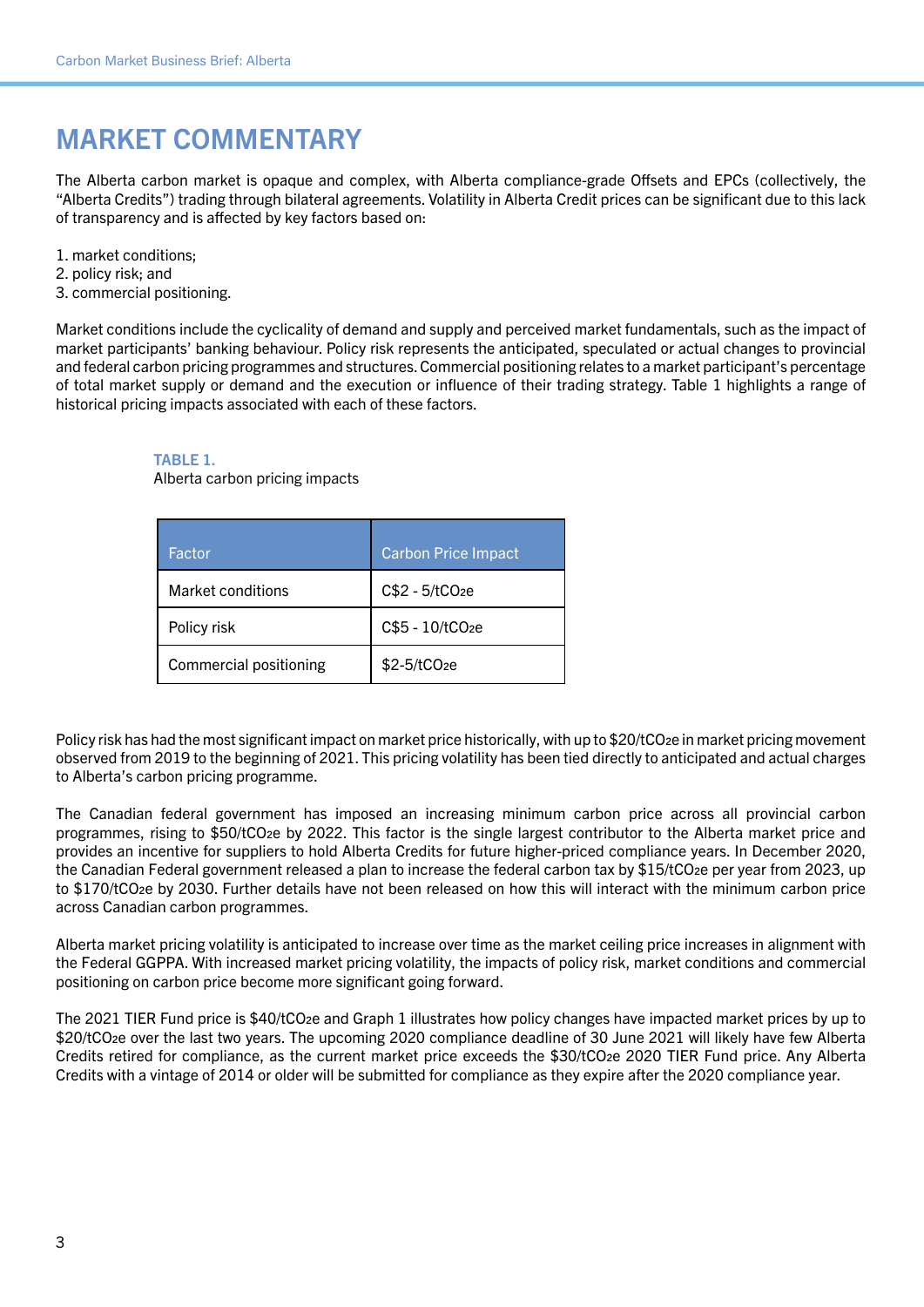# MARKET COMMENTARY

The Alberta carbon market is opaque and complex, with Alberta compliance-grade Offsets and EPCs (collectively, the "Alberta Credits") trading through bilateral agreements. Volatility in Alberta Credit prices can be significant due to this lack of transparency and is affected by key factors based on:

1. market conditions;
2. policy risk; and
3. commercial positioning.

Market conditions include the cyclicality of demand and supply and perceived market fundamentals, such as the impact of market participants' banking behaviour. Policy risk represents the anticipated, speculated or actual changes to provincial and federal carbon pricing programmes and structures. Commercial positioning relates to a market participant's percentage of total market supply or demand and the execution or influence of their trading strategy. Table 1 highlights a range of historical pricing impacts associated with each of these factors.

**TABLE 1.**
Alberta carbon pricing impacts

| Factor | Carbon Price Impact |
|---|---|
| Market conditions | C$2 - 5/t$CO_2e$ |
| Policy risk | C$5 - 10/t$CO_2e$ |
| Commercial positioning | $2-5/t$CO_2e$ |

Policy risk has had the most significant impact on market price historically, with up to $20/t$CO_2e$ in market pricing movement observed from 2019 to the beginning of 2021. This pricing volatility has been tied directly to anticipated and actual charges to Alberta's carbon pricing programme.

The Canadian federal government has imposed an increasing minimum carbon price across all provincial carbon programmes, rising to $50/t$CO_2e$ by 2022. This factor is the single largest contributor to the Alberta market price and provides an incentive for suppliers to hold Alberta Credits for future higher-priced compliance years. In December 2020, the Canadian Federal government released a plan to increase the federal carbon tax by $15/t$CO_2e$ per year from 2023, up to $170/t$CO_2e$ by 2030. Further details have not been released on how this will interact with the minimum carbon price across Canadian carbon programmes.

Alberta market pricing volatility is anticipated to increase over time as the market ceiling price increases in alignment with the Federal GGPPA. With increased market pricing volatility, the impacts of policy risk, market conditions and commercial positioning on carbon price become more significant going forward.

The 2021 TIER Fund price is $40/t$CO_2e$ and Graph 1 illustrates how policy changes have impacted market prices by up to $20/t$CO_2e$ over the last two years. The upcoming 2020 compliance deadline of 30 June 2021 will likely have few Alberta Credits retired for compliance, as the current market price exceeds the $30/t$CO_2e$ 2020 TIER Fund price. Any Alberta Credits with a vintage of 2014 or older will be submitted for compliance as they expire after the 2020 compliance year.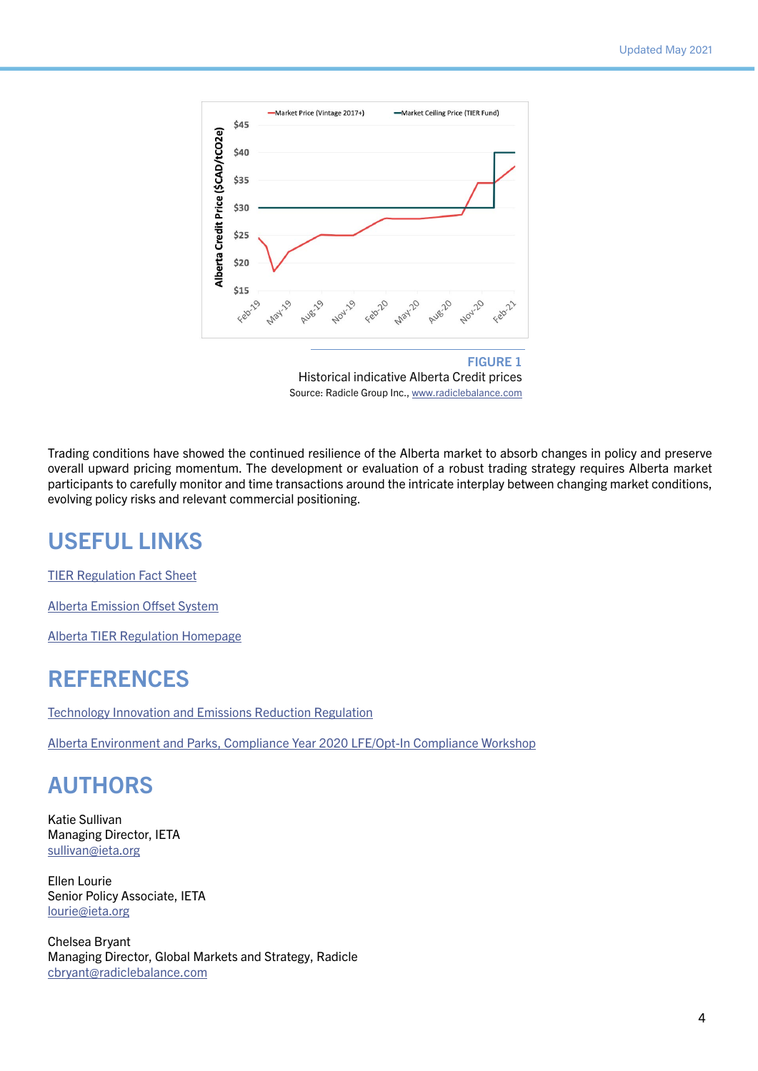Market Price (Vintage 2017+)
Market Ceiling Price (TIER Fund)

Alberta Credit Price ($CAD/tCO2e)

$45
$40
$35
$30
$25
$20
$15

Feb-19 May-19 Aug-19 Nov-19 Feb-20 May-20 Aug-20 Nov-20 Feb-21

**FIGURE 1**

Historical indicative Alberta Credit prices

Source: Radicle Group Inc., www.radiclebalance.com

Trading conditions have showed the continued resilience of the Alberta market to absorb changes in policy and preserve overall upward pricing momentum. The development or evaluation of a robust trading strategy requires Alberta market participants to carefully monitor and time transactions around the intricate interplay between changing market conditions, evolving policy risks and relevant commercial positioning.

## USEFUL LINKS

TIER Regulation Fact Sheet

Alberta Emission Offset System

Alberta TIER Regulation Homepage

## REFERENCES

Technology Innovation and Emissions Reduction Regulation

Alberta Environment and Parks, Compliance Year 2020 LFE/Opt-In Compliance Workshop

## AUTHORS

Katie Sullivan
Managing Director, IETA
sullivan@ieta.org

Ellen Lourie
Senior Policy Associate, IETA
lourie@ieta.org

Chelsea Bryant
Managing Director, Global Markets and Strategy, Radicle
cbryant@radiclebalance.com